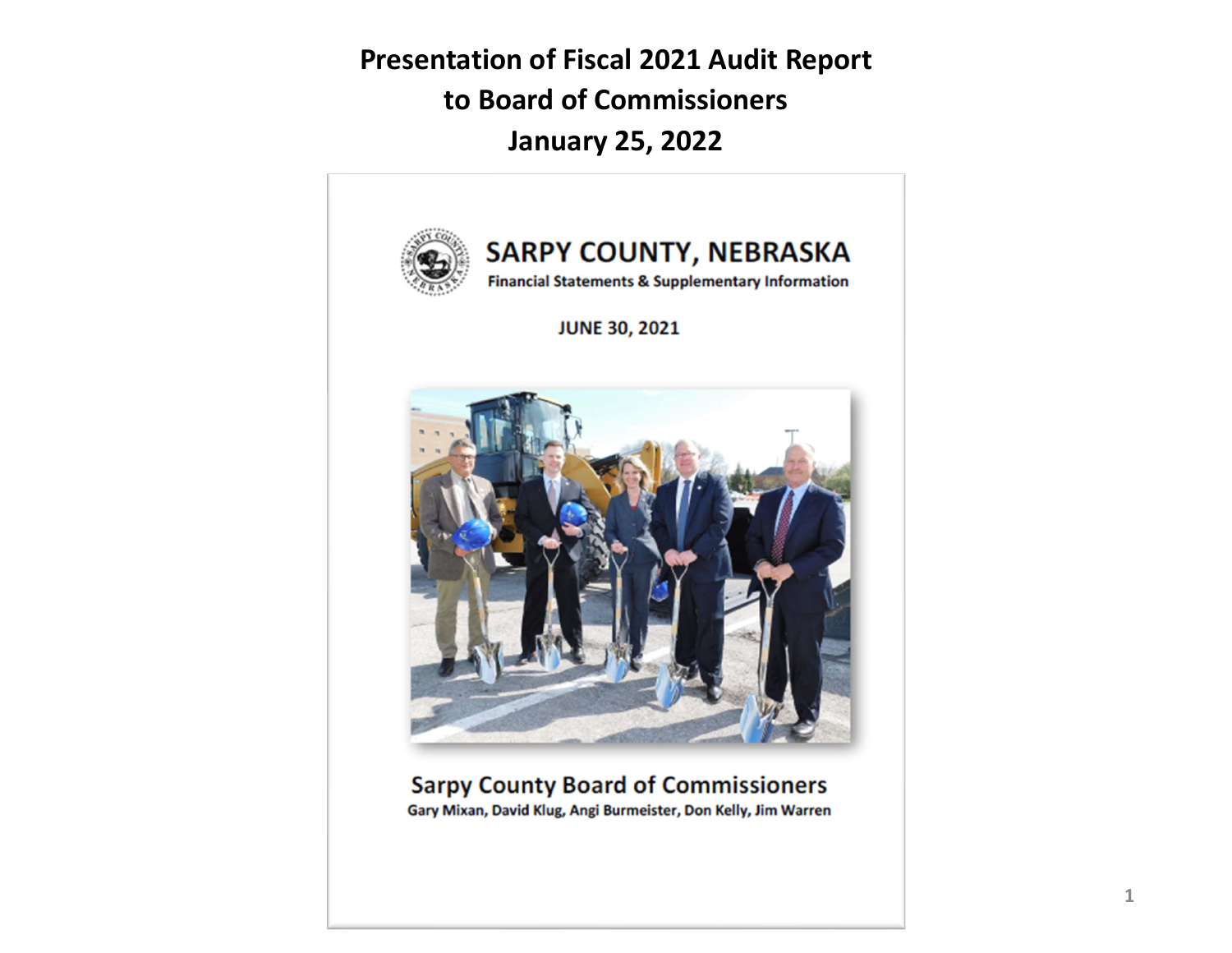# Presentation of Fiscal 2021 Audit Report to Board of Commissioners

## January 25, 2022

## SARPY COUNTY, NEBRASKA

**Financial Statements & Supplementary Information**

**JUNE 30, 2021**

### Sarpy County Board of Commissioners

**Gary Mixan, David Klug, Angi Burmeister, Don Kelly, Jim Warren**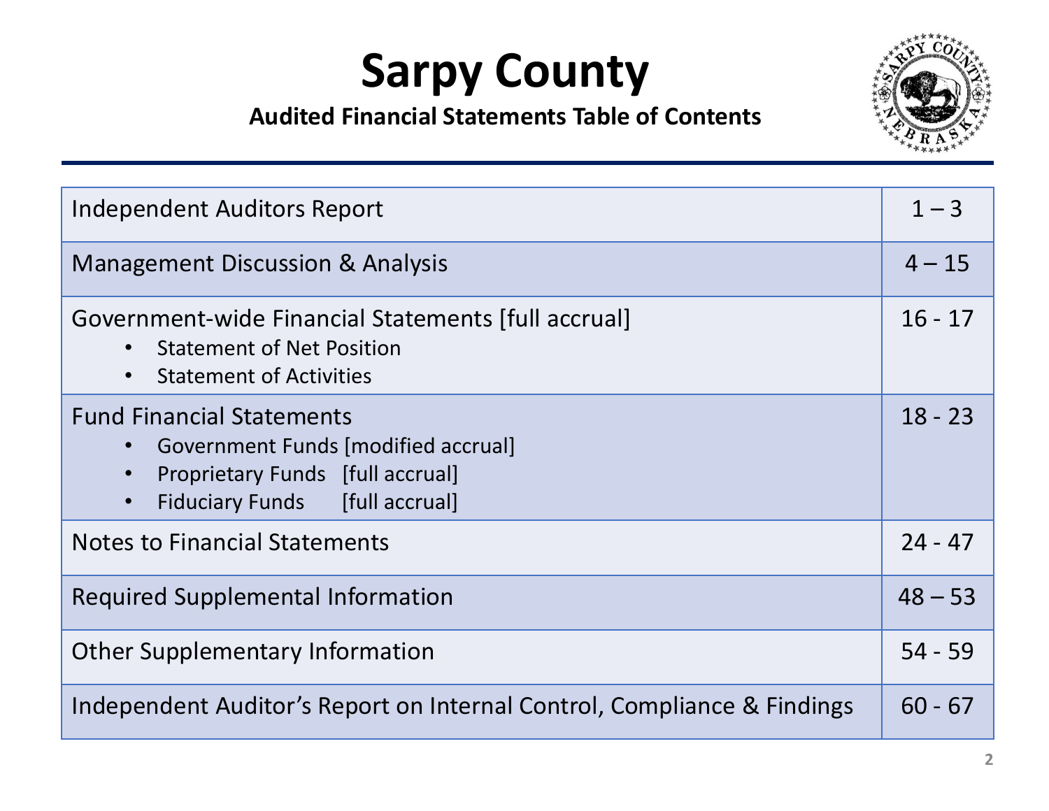# Sarpy County

**Audited Financial Statements Table of Contents**

| Section | Pages |
|---|---|
| Independent Auditors Report | 1 – 3 |
| Management Discussion & Analysis | 4 – 15 |
| Government-wide Financial Statements [full accrual]<br>• Statement of Net Position<br>• Statement of Activities | 16 - 17 |
| Fund Financial Statements<br>• Government Funds [modified accrual]<br>• Proprietary Funds [full accrual]<br>• Fiduciary Funds [full accrual] | 18 - 23 |
| Notes to Financial Statements | 24 - 47 |
| Required Supplemental Information | 48 – 53 |
| Other Supplementary Information | 54 - 59 |
| Independent Auditor's Report on Internal Control, Compliance & Findings | 60 - 67 |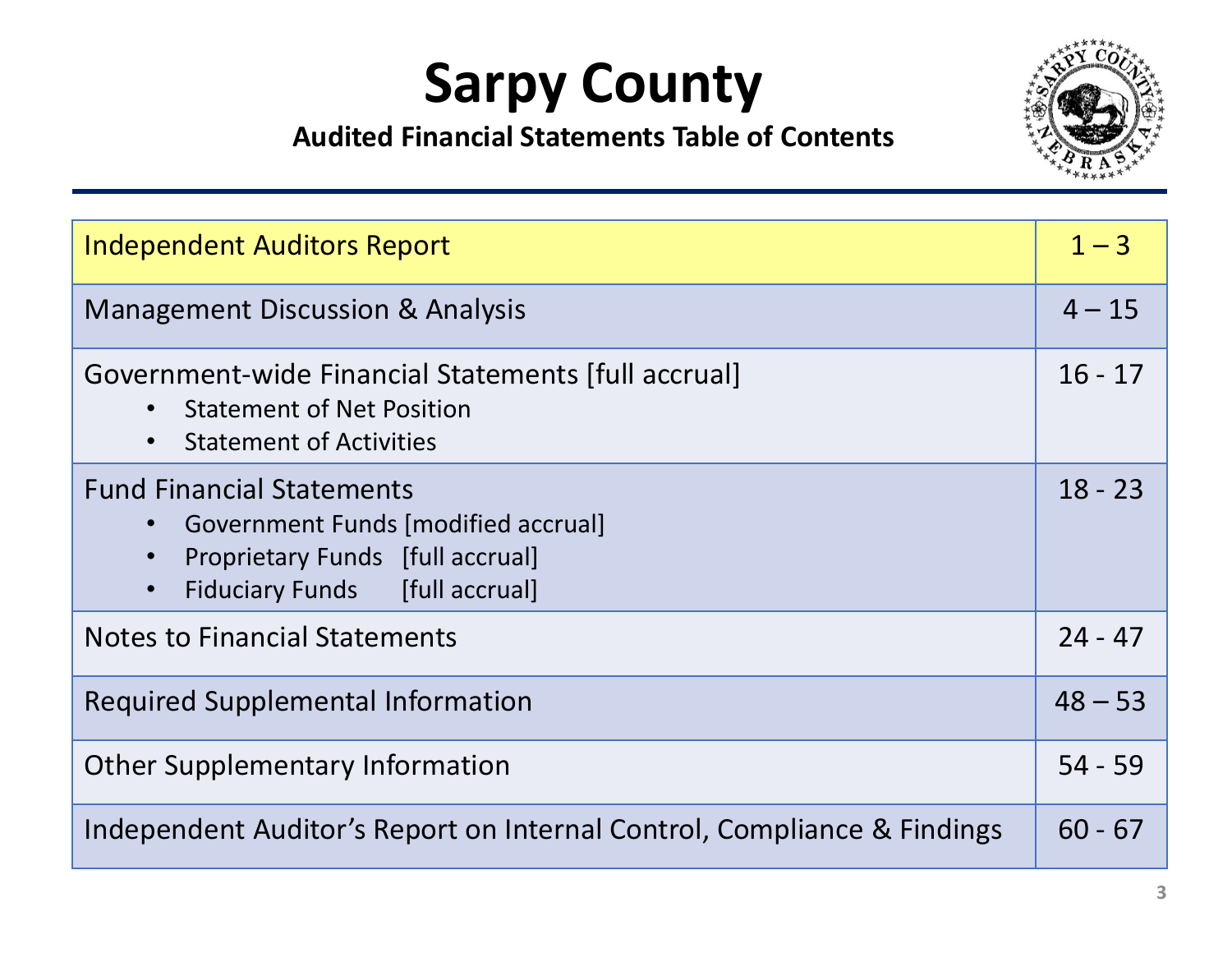# Sarpy County

**Audited Financial Statements Table of Contents**

| Section | Pages |
| --- | --- |
| Independent Auditors Report | 1 – 3 |
| Management Discussion & Analysis | 4 – 15 |
| Government-wide Financial Statements [full accrual]<br>• Statement of Net Position<br>• Statement of Activities | 16 - 17 |
| Fund Financial Statements<br>• Government Funds [modified accrual]<br>• Proprietary Funds [full accrual]<br>• Fiduciary Funds [full accrual] | 18 - 23 |
| Notes to Financial Statements | 24 - 47 |
| Required Supplemental Information | 48 – 53 |
| Other Supplementary Information | 54 - 59 |
| Independent Auditor's Report on Internal Control, Compliance & Findings | 60 - 67 |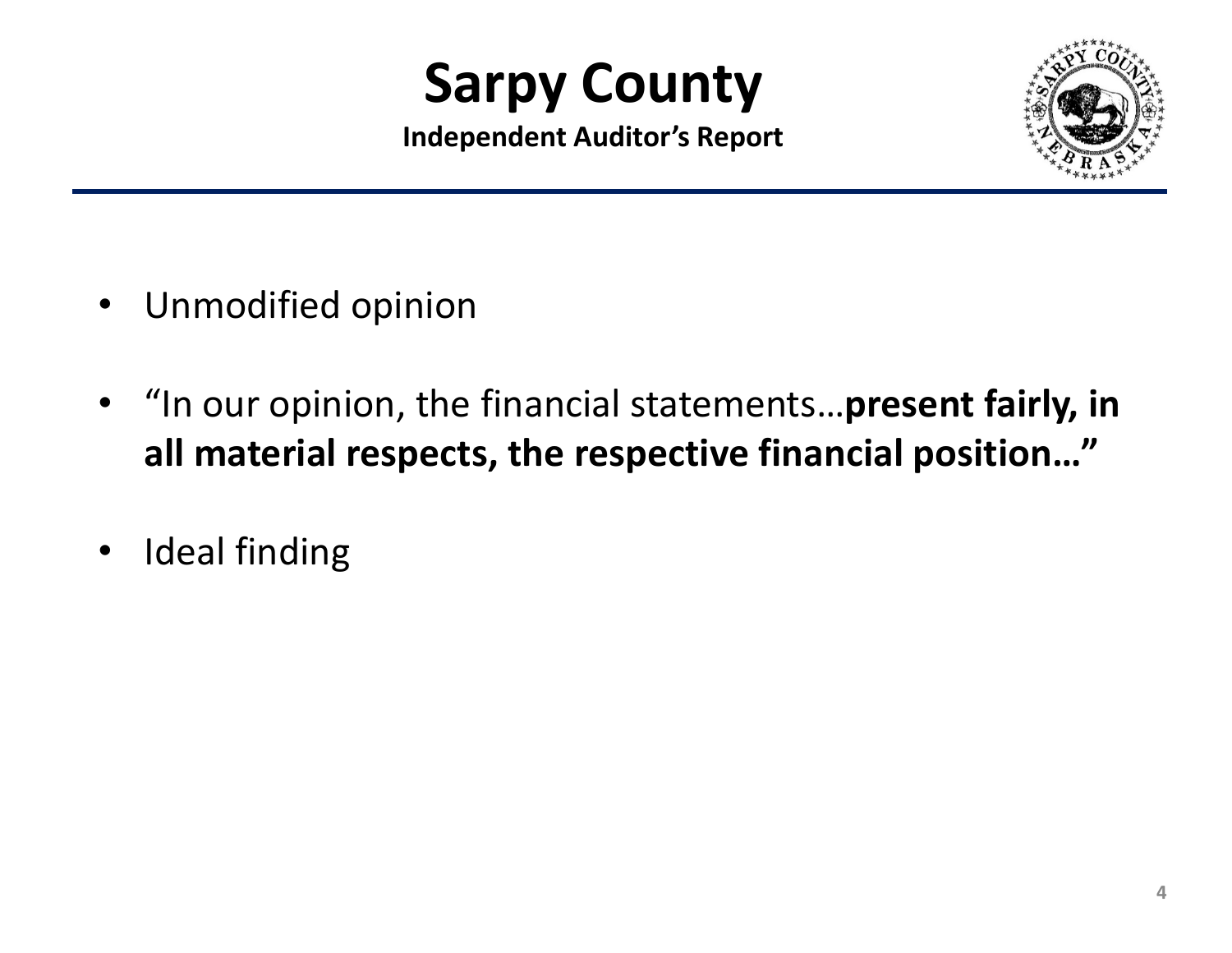# Sarpy County

**Independent Auditor's Report**

- Unmodified opinion
- "In our opinion, the financial statements…**present fairly, in all material respects, the respective financial position…"**
- Ideal finding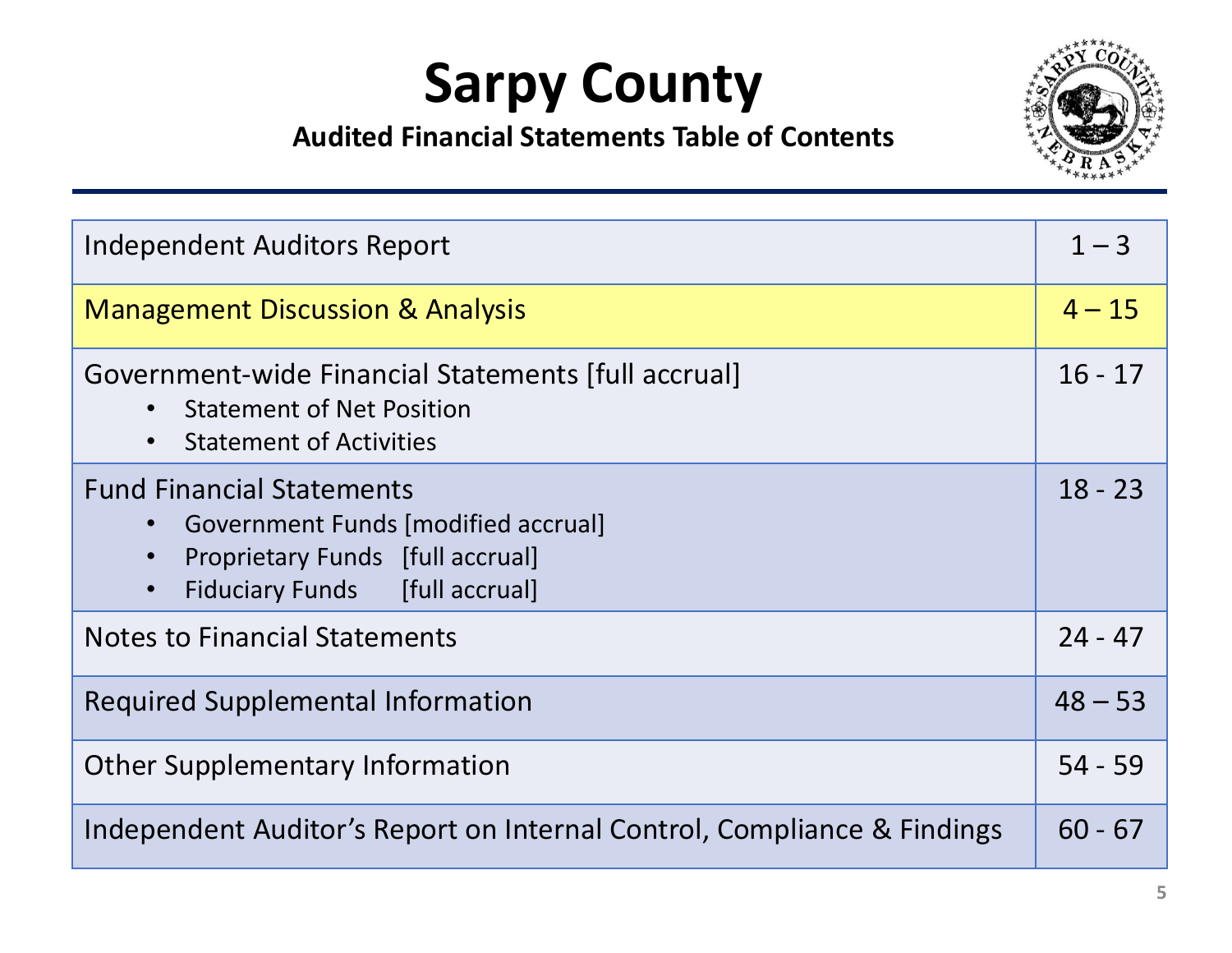# Sarpy County

### Audited Financial Statements Table of Contents

| Section | Pages |
|---|---|
| Independent Auditors Report | 1 – 3 |
| Management Discussion & Analysis | 4 – 15 |
| Government-wide Financial Statements [full accrual]<br>• Statement of Net Position<br>• Statement of Activities | 16 - 17 |
| Fund Financial Statements<br>• Government Funds [modified accrual]<br>• Proprietary Funds [full accrual]<br>• Fiduciary Funds [full accrual] | 18 - 23 |
| Notes to Financial Statements | 24 - 47 |
| Required Supplemental Information | 48 – 53 |
| Other Supplementary Information | 54 - 59 |
| Independent Auditor's Report on Internal Control, Compliance & Findings | 60 - 67 |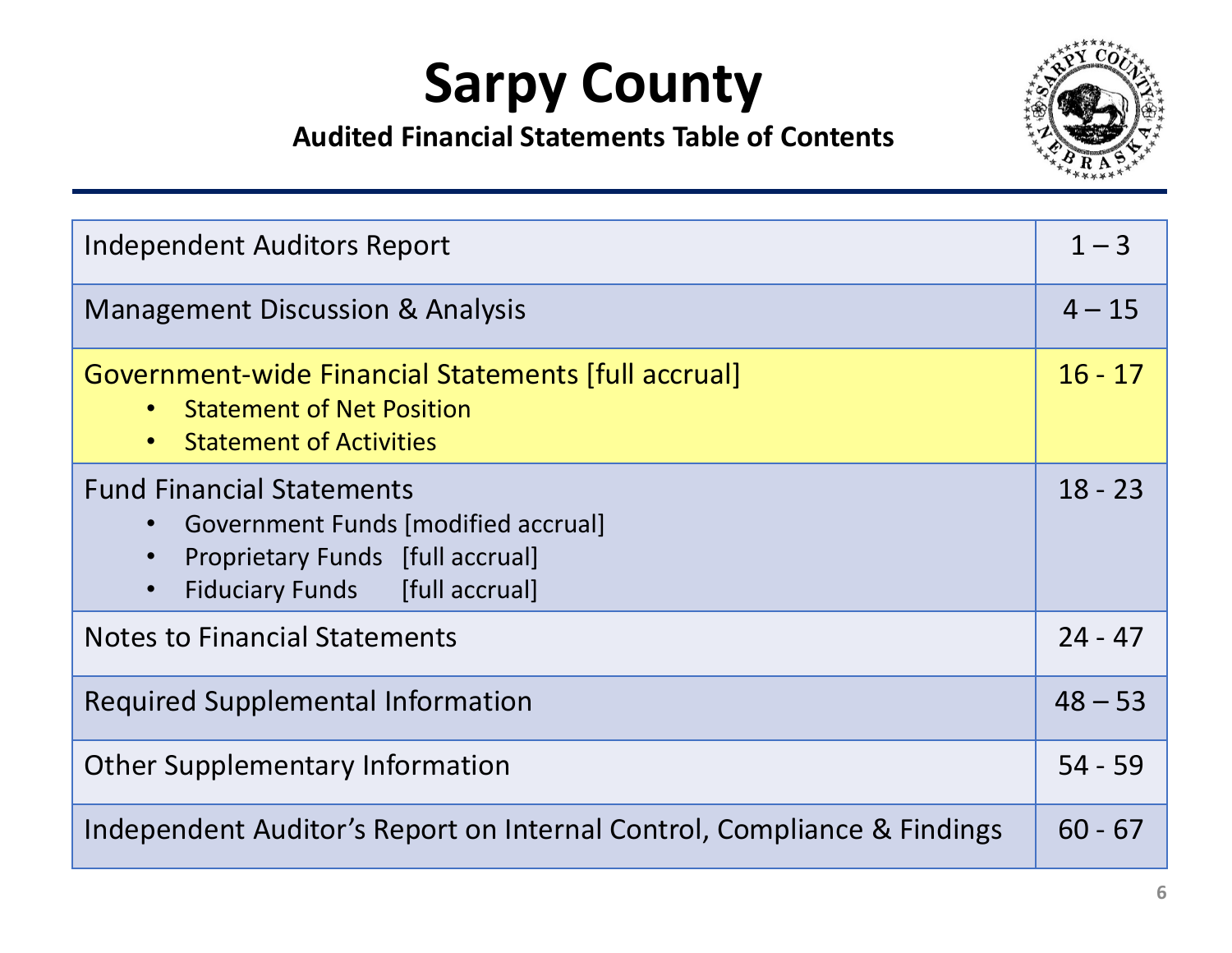# Sarpy County

**Audited Financial Statements Table of Contents**

| Section | Pages |
| --- | --- |
| Independent Auditors Report | 1 – 3 |
| Management Discussion & Analysis | 4 – 15 |
| Government-wide Financial Statements [full accrual]<br>• Statement of Net Position<br>• Statement of Activities | 16 - 17 |
| Fund Financial Statements<br>• Government Funds [modified accrual]<br>• Proprietary Funds [full accrual]<br>• Fiduciary Funds [full accrual] | 18 - 23 |
| Notes to Financial Statements | 24 - 47 |
| Required Supplemental Information | 48 – 53 |
| Other Supplementary Information | 54 - 59 |
| Independent Auditor's Report on Internal Control, Compliance & Findings | 60 - 67 |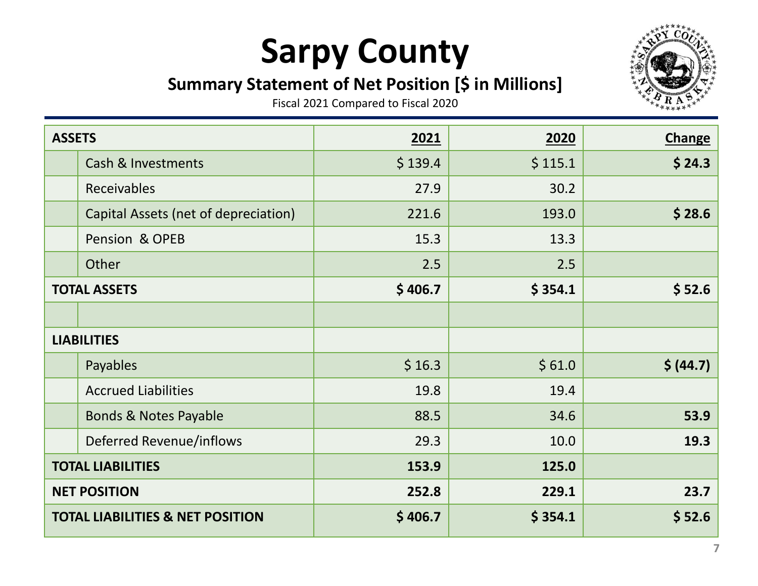# Sarpy County

## Summary Statement of Net Position [$ in Millions]

Fiscal 2021 Compared to Fiscal 2020

| ASSETS | 2021 | 2020 | Change |
|---|---|---|---|
| Cash & Investments | $ 139.4 | $ 115.1 | **$ 24.3** |
| Receivables | 27.9 | 30.2 | |
| Capital Assets (net of depreciation) | 221.6 | 193.0 | **$ 28.6** |
| Pension & OPEB | 15.3 | 13.3 | |
| Other | 2.5 | 2.5 | |
| **TOTAL ASSETS** | **$ 406.7** | **$ 354.1** | **$ 52.6** |
| | | | |
| **LIABILITIES** | | | |
| Payables | $ 16.3 | $ 61.0 | **$ (44.7)** |
| Accrued Liabilities | 19.8 | 19.4 | |
| Bonds & Notes Payable | 88.5 | 34.6 | **53.9** |
| Deferred Revenue/inflows | 29.3 | 10.0 | **19.3** |
| **TOTAL LIABILITIES** | **153.9** | **125.0** | |
| **NET POSITION** | **252.8** | **229.1** | **23.7** |
| **TOTAL LIABILITIES & NET POSITION** | **$ 406.7** | **$ 354.1** | **$ 52.6** |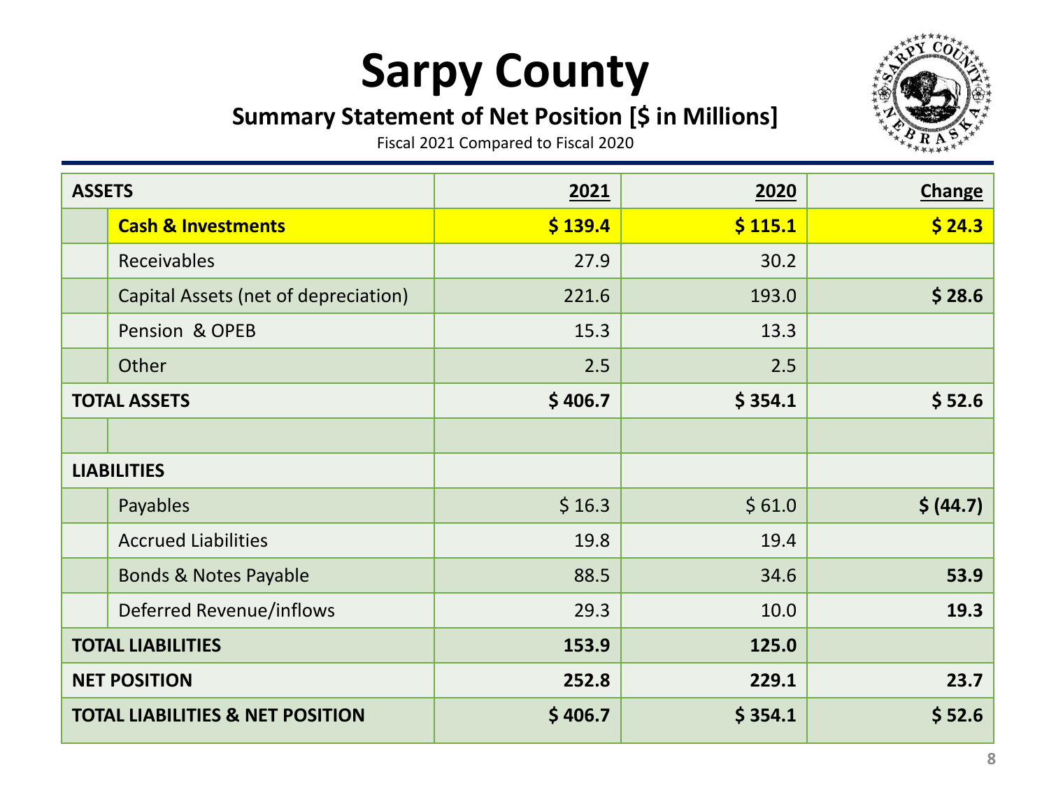# Sarpy County

## Summary Statement of Net Position [$ in Millions]

Fiscal 2021 Compared to Fiscal 2020

| ASSETS | | 2021 | 2020 | Change |
|---|---|---|---|---|
| | **Cash & Investments** | **$ 139.4** | **$ 115.1** | **$ 24.3** |
| | Receivables | 27.9 | 30.2 | |
| | Capital Assets (net of depreciation) | 221.6 | 193.0 | **$ 28.6** |
| | Pension & OPEB | 15.3 | 13.3 | |
| | Other | 2.5 | 2.5 | |
| **TOTAL ASSETS** | | **$ 406.7** | **$ 354.1** | **$ 52.6** |
| | | | | |
| **LIABILITIES** | | | | |
| | Payables | $ 16.3 | $ 61.0 | **$ (44.7)** |
| | Accrued Liabilities | 19.8 | 19.4 | |
| | Bonds & Notes Payable | 88.5 | 34.6 | **53.9** |
| | Deferred Revenue/inflows | 29.3 | 10.0 | **19.3** |
| **TOTAL LIABILITIES** | | **153.9** | **125.0** | |
| **NET POSITION** | | **252.8** | **229.1** | **23.7** |
| **TOTAL LIABILITIES & NET POSITION** | | **$ 406.7** | **$ 354.1** | **$ 52.6** |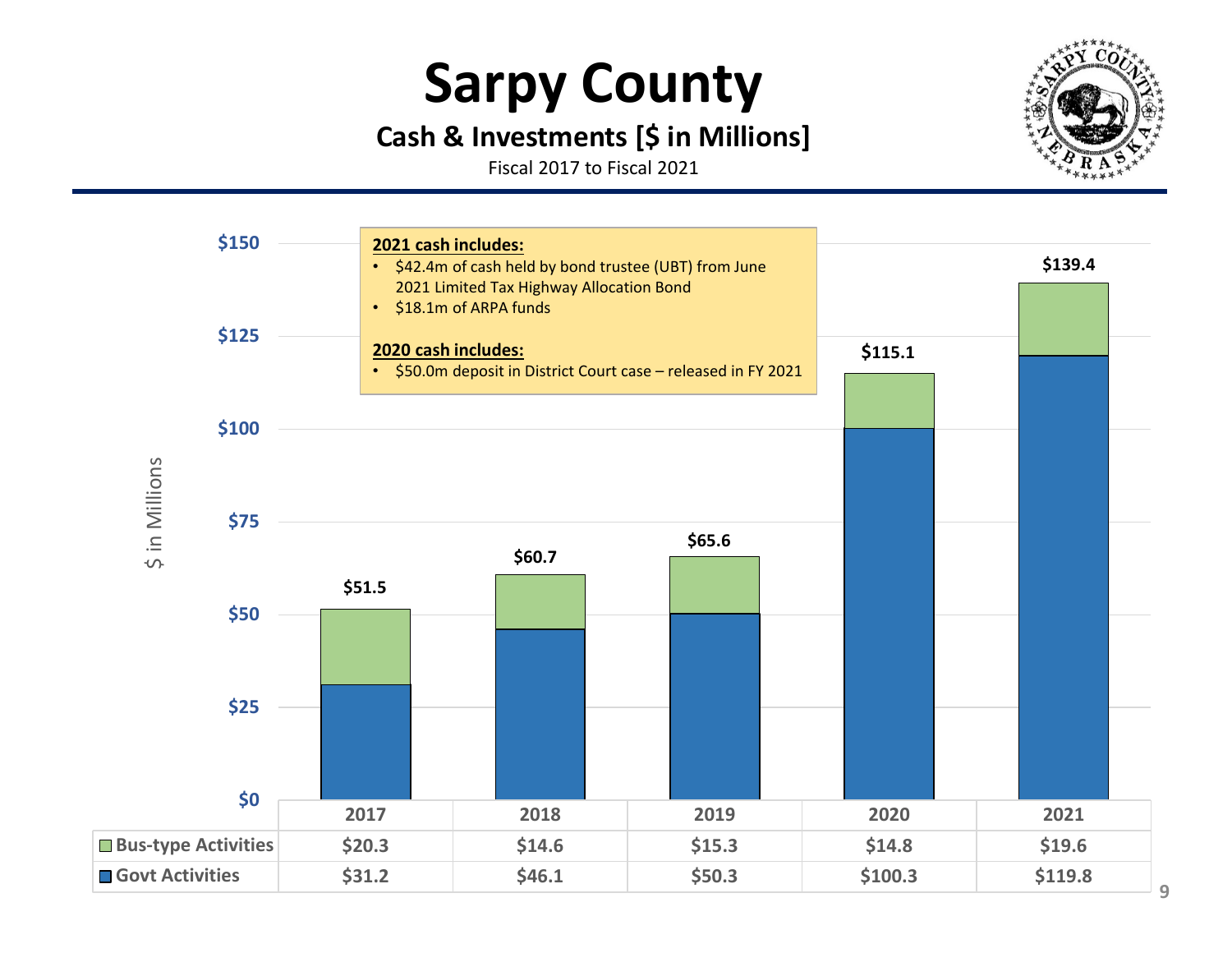# Sarpy County

## Cash & Investments [$ in Millions]

Fiscal 2017 to Fiscal 2021

**2021 cash includes:**

- $42.4m of cash held by bond trustee (UBT) from June 2021 Limited Tax Highway Allocation Bond
- $18.1m of ARPA funds

**2020 cash includes:**

- $50.0m deposit in District Court case – released in FY 2021

| | 2017 | 2018 | 2019 | 2020 | 2021 |
|---|---|---|---|---|---|
| Bus-type Activities | $20.3 | $14.6 | $15.3 | $14.8 | $19.6 |
| Govt Activities | $31.2 | $46.1 | $50.3 | $100.3 | $119.8 |
| Total | $51.5 | $60.7 | $65.6 | $115.1 | $139.4 |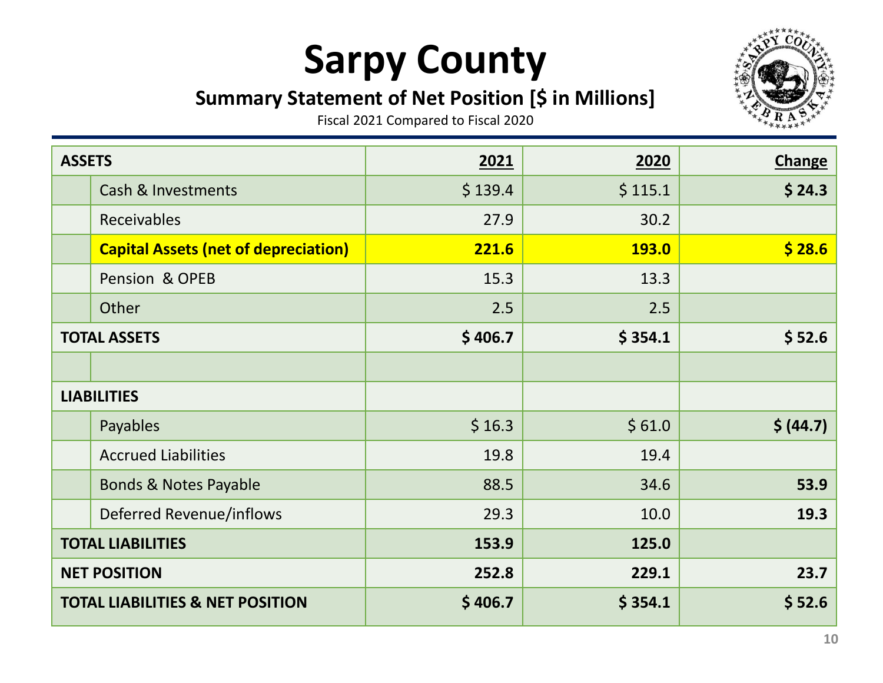# Sarpy County

## Summary Statement of Net Position [$ in Millions]

Fiscal 2021 Compared to Fiscal 2020

| ASSETS | | 2021 | 2020 | Change |
|---|---|---|---|---|
| | Cash & Investments | $ 139.4 | $ 115.1 | **$ 24.3** |
| | Receivables | 27.9 | 30.2 | |
| | **Capital Assets (net of depreciation)** | **221.6** | **193.0** | **$ 28.6** |
| | Pension & OPEB | 15.3 | 13.3 | |
| | Other | 2.5 | 2.5 | |
| **TOTAL ASSETS** | | **$ 406.7** | **$ 354.1** | **$ 52.6** |
| | | | | |
| **LIABILITIES** | | | | |
| | Payables | $ 16.3 | $ 61.0 | **$ (44.7)** |
| | Accrued Liabilities | 19.8 | 19.4 | |
| | Bonds & Notes Payable | 88.5 | 34.6 | **53.9** |
| | Deferred Revenue/inflows | 29.3 | 10.0 | **19.3** |
| **TOTAL LIABILITIES** | | **153.9** | **125.0** | |
| **NET POSITION** | | **252.8** | **229.1** | **23.7** |
| **TOTAL LIABILITIES & NET POSITION** | | **$ 406.7** | **$ 354.1** | **$ 52.6** |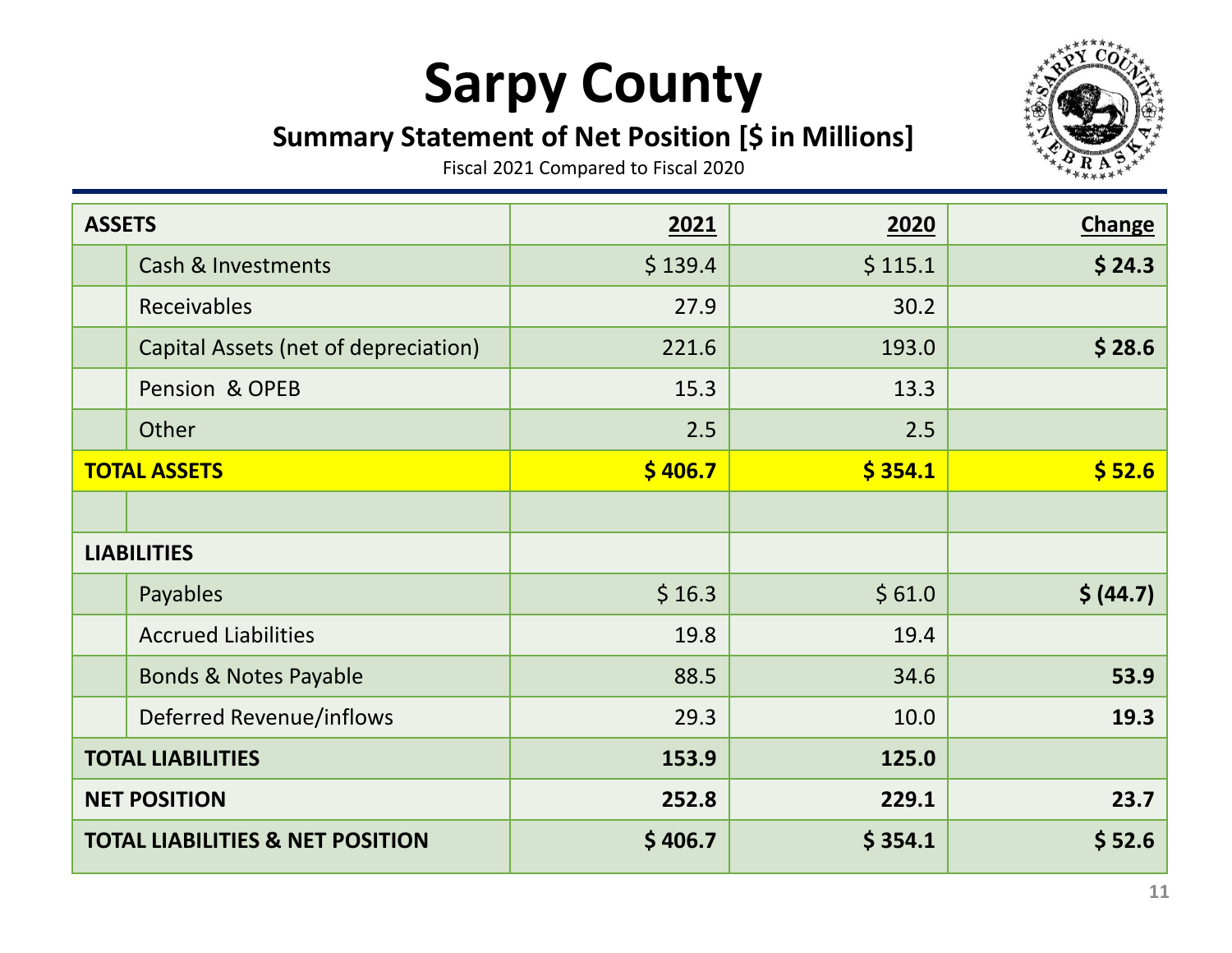# Sarpy County

## Summary Statement of Net Position [$ in Millions]

Fiscal 2021 Compared to Fiscal 2020

| **ASSETS** | | **2021** | **2020** | **Change** |
|---|---|---|---|---|
| | Cash & Investments | $ 139.4 | $ 115.1 | **$ 24.3** |
| | Receivables | 27.9 | 30.2 | |
| | Capital Assets (net of depreciation) | 221.6 | 193.0 | **$ 28.6** |
| | Pension & OPEB | 15.3 | 13.3 | |
| | Other | 2.5 | 2.5 | |
| **TOTAL ASSETS** | | **$ 406.7** | **$ 354.1** | **$ 52.6** |
| | | | | |
| **LIABILITIES** | | | | |
| | Payables | $ 16.3 | $ 61.0 | **$ (44.7)** |
| | Accrued Liabilities | 19.8 | 19.4 | |
| | Bonds & Notes Payable | 88.5 | 34.6 | **53.9** |
| | Deferred Revenue/inflows | 29.3 | 10.0 | **19.3** |
| **TOTAL LIABILITIES** | | **153.9** | **125.0** | |
| **NET POSITION** | | **252.8** | **229.1** | **23.7** |
| **TOTAL LIABILITIES & NET POSITION** | | **$ 406.7** | **$ 354.1** | **$ 52.6** |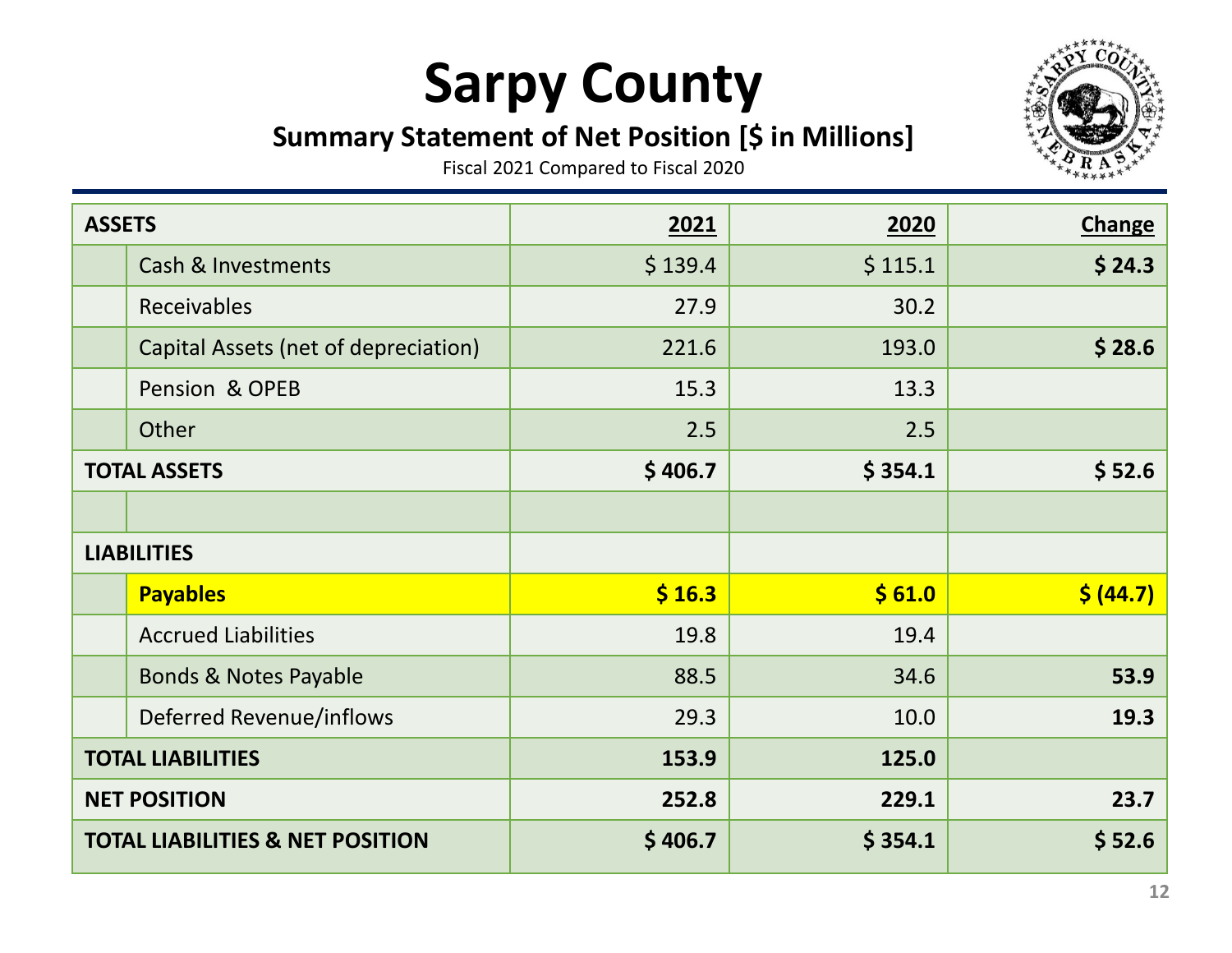# Sarpy County

## Summary Statement of Net Position [$ in Millions]

Fiscal 2021 Compared to Fiscal 2020

| ASSETS | 2021 | 2020 | Change |
|---|---|---|---|
| Cash & Investments | $ 139.4 | $ 115.1 | **$ 24.3** |
| Receivables | 27.9 | 30.2 | |
| Capital Assets (net of depreciation) | 221.6 | 193.0 | **$ 28.6** |
| Pension & OPEB | 15.3 | 13.3 | |
| Other | 2.5 | 2.5 | |
| **TOTAL ASSETS** | **$ 406.7** | **$ 354.1** | **$ 52.6** |
| | | | |
| **LIABILITIES** | | | |
| **Payables** | **$ 16.3** | **$ 61.0** | **$ (44.7)** |
| Accrued Liabilities | 19.8 | 19.4 | |
| Bonds & Notes Payable | 88.5 | 34.6 | **53.9** |
| Deferred Revenue/inflows | 29.3 | 10.0 | **19.3** |
| **TOTAL LIABILITIES** | **153.9** | **125.0** | |
| **NET POSITION** | **252.8** | **229.1** | **23.7** |
| **TOTAL LIABILITIES & NET POSITION** | **$ 406.7** | **$ 354.1** | **$ 52.6** |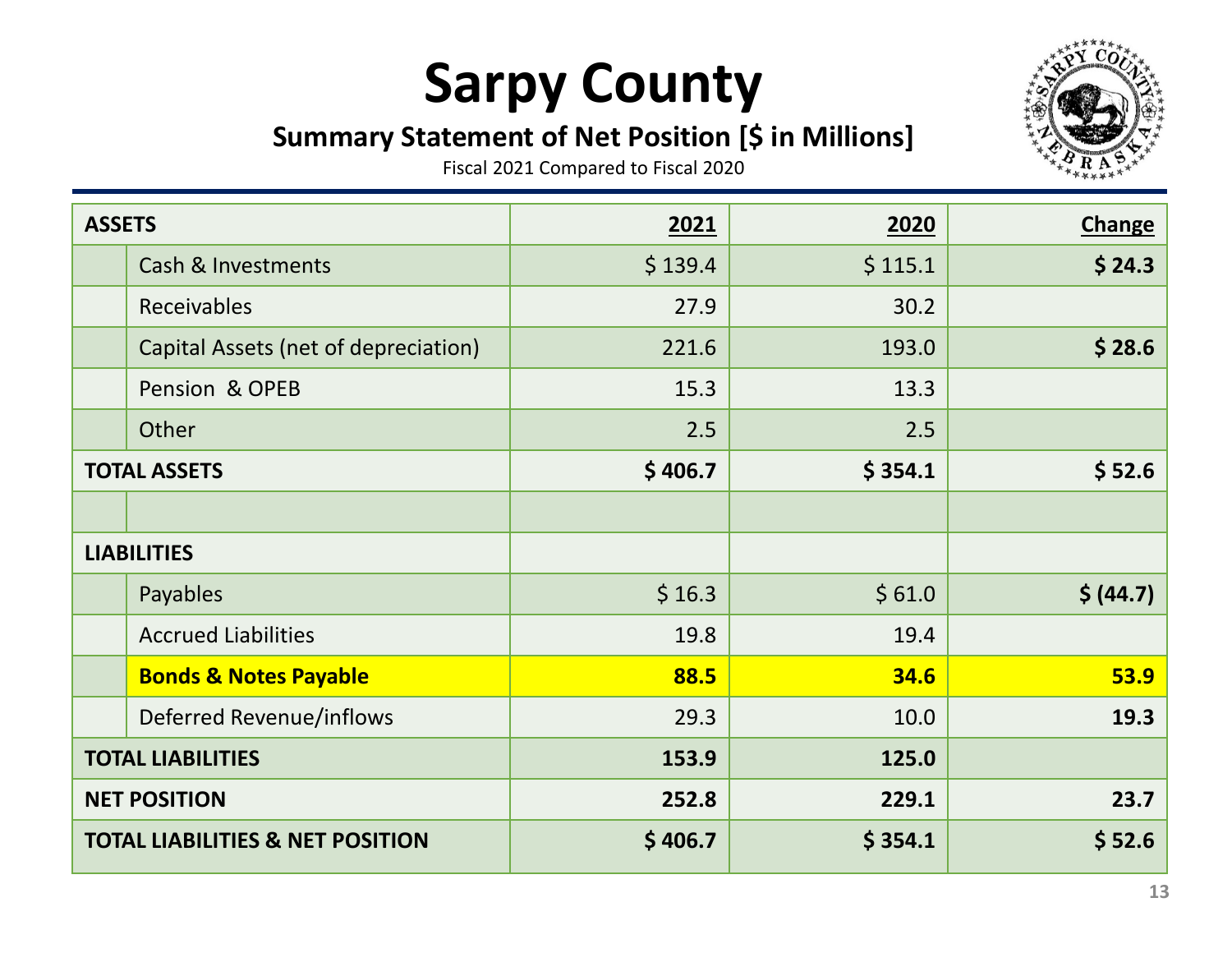# Sarpy County

## Summary Statement of Net Position [$ in Millions]

Fiscal 2021 Compared to Fiscal 2020

| ASSETS | | 2021 | 2020 | Change |
|---|---|---|---|---|
| | Cash & Investments | $ 139.4 | $ 115.1 | **$ 24.3** |
| | Receivables | 27.9 | 30.2 | |
| | Capital Assets (net of depreciation) | 221.6 | 193.0 | **$ 28.6** |
| | Pension & OPEB | 15.3 | 13.3 | |
| | Other | 2.5 | 2.5 | |
| **TOTAL ASSETS** | | **$ 406.7** | **$ 354.1** | **$ 52.6** |
| | | | | |
| **LIABILITIES** | | | | |
| | Payables | $ 16.3 | $ 61.0 | **$ (44.7)** |
| | Accrued Liabilities | 19.8 | 19.4 | |
| | **Bonds & Notes Payable** | **88.5** | **34.6** | **53.9** |
| | Deferred Revenue/inflows | 29.3 | 10.0 | **19.3** |
| **TOTAL LIABILITIES** | | **153.9** | **125.0** | |
| **NET POSITION** | | **252.8** | **229.1** | **23.7** |
| **TOTAL LIABILITIES & NET POSITION** | | **$ 406.7** | **$ 354.1** | **$ 52.6** |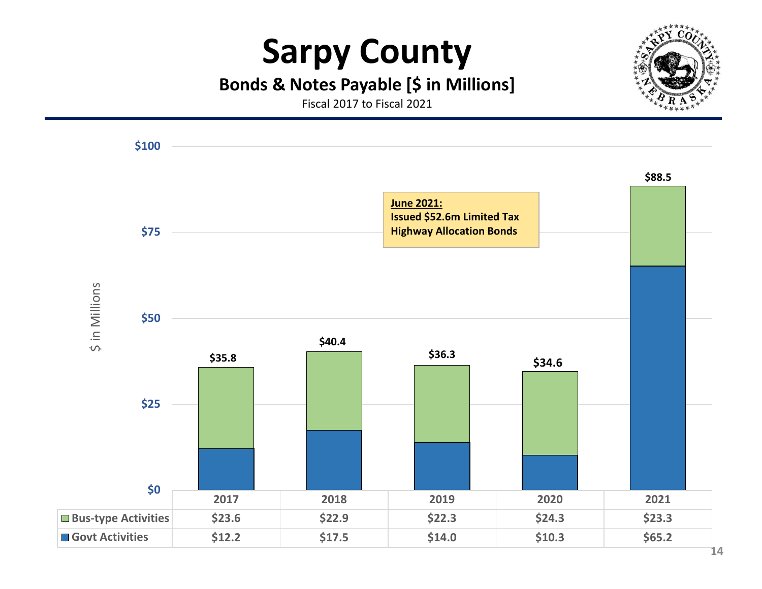# Sarpy County

## Bonds & Notes Payable [$ in Millions]

Fiscal 2017 to Fiscal 2021

**June 2021:**
**Issued $52.6m Limited Tax Highway Allocation Bonds**

| | 2017 | 2018 | 2019 | 2020 | 2021 |
|---|---|---|---|---|---|
| Bus-type Activities | $23.6 | $22.9 | $22.3 | $24.3 | $23.3 |
| Govt Activities | $12.2 | $17.5 | $14.0 | $10.3 | $65.2 |
| Total | $35.8 | $40.4 | $36.3 | $34.6 | $88.5 |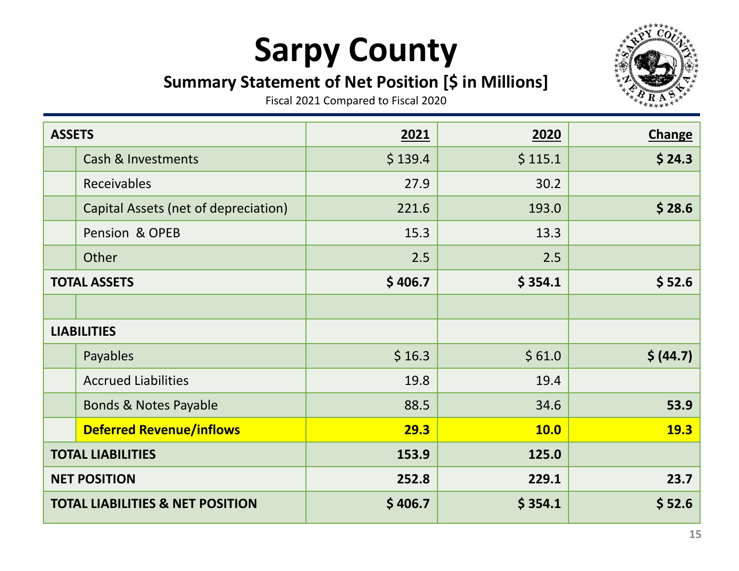# Sarpy County

## Summary Statement of Net Position [$ in Millions]

Fiscal 2021 Compared to Fiscal 2020

| **ASSETS** | **2021** | **2020** | **Change** |
|---|---|---|---|
| Cash & Investments | $ 139.4 | $ 115.1 | **$ 24.3** |
| Receivables | 27.9 | 30.2 | |
| Capital Assets (net of depreciation) | 221.6 | 193.0 | **$ 28.6** |
| Pension & OPEB | 15.3 | 13.3 | |
| Other | 2.5 | 2.5 | |
| **TOTAL ASSETS** | **$ 406.7** | **$ 354.1** | **$ 52.6** |
| | | | |
| **LIABILITIES** | | | |
| Payables | $ 16.3 | $ 61.0 | **$ (44.7)** |
| Accrued Liabilities | 19.8 | 19.4 | |
| Bonds & Notes Payable | 88.5 | 34.6 | **53.9** |
| **Deferred Revenue/inflows** | **29.3** | **10.0** | **19.3** |
| **TOTAL LIABILITIES** | **153.9** | **125.0** | |
| **NET POSITION** | **252.8** | **229.1** | **23.7** |
| **TOTAL LIABILITIES & NET POSITION** | **$ 406.7** | **$ 354.1** | **$ 52.6** |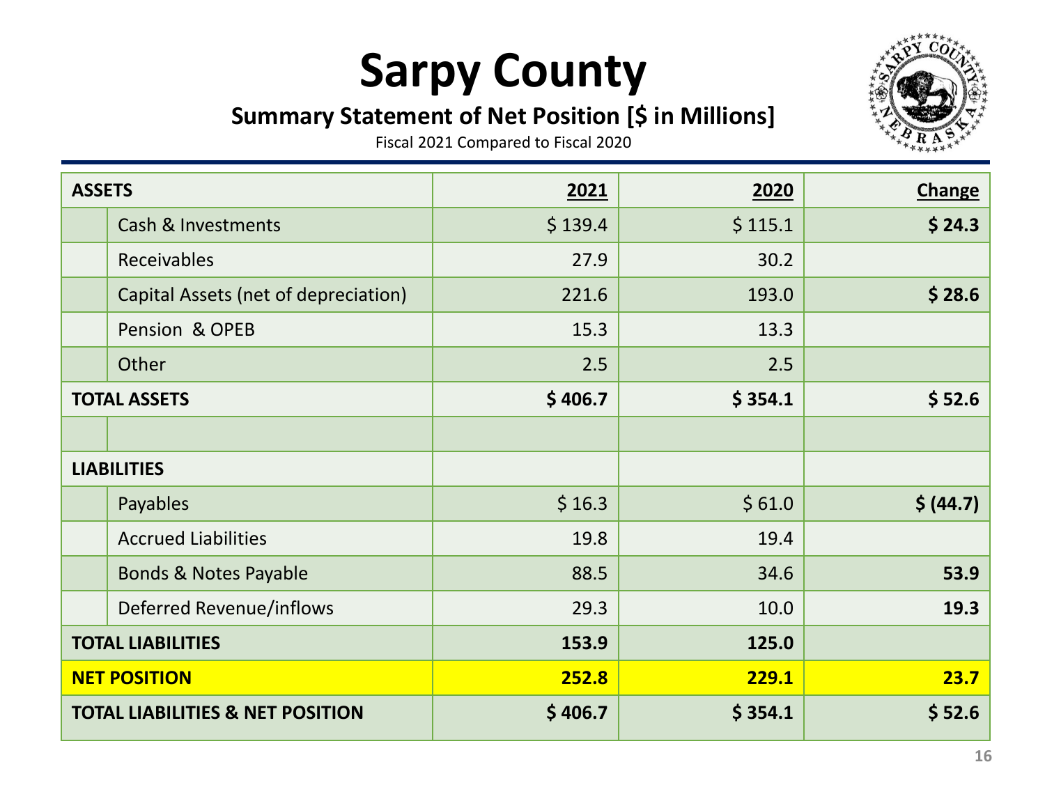# Sarpy County

## Summary Statement of Net Position [$ in Millions]

Fiscal 2021 Compared to Fiscal 2020

| ASSETS | | 2021 | 2020 | Change |
|---|---|---|---|---|
| | Cash & Investments | $ 139.4 | $ 115.1 | **$ 24.3** |
| | Receivables | 27.9 | 30.2 | |
| | Capital Assets (net of depreciation) | 221.6 | 193.0 | **$ 28.6** |
| | Pension & OPEB | 15.3 | 13.3 | |
| | Other | 2.5 | 2.5 | |
| **TOTAL ASSETS** | | **$ 406.7** | **$ 354.1** | **$ 52.6** |
| | | | | |
| **LIABILITIES** | | | | |
| | Payables | $ 16.3 | $ 61.0 | **$ (44.7)** |
| | Accrued Liabilities | 19.8 | 19.4 | |
| | Bonds & Notes Payable | 88.5 | 34.6 | **53.9** |
| | Deferred Revenue/inflows | 29.3 | 10.0 | **19.3** |
| **TOTAL LIABILITIES** | | **153.9** | **125.0** | |
| **NET POSITION** | | **252.8** | **229.1** | **23.7** |
| **TOTAL LIABILITIES & NET POSITION** | | **$ 406.7** | **$ 354.1** | **$ 52.6** |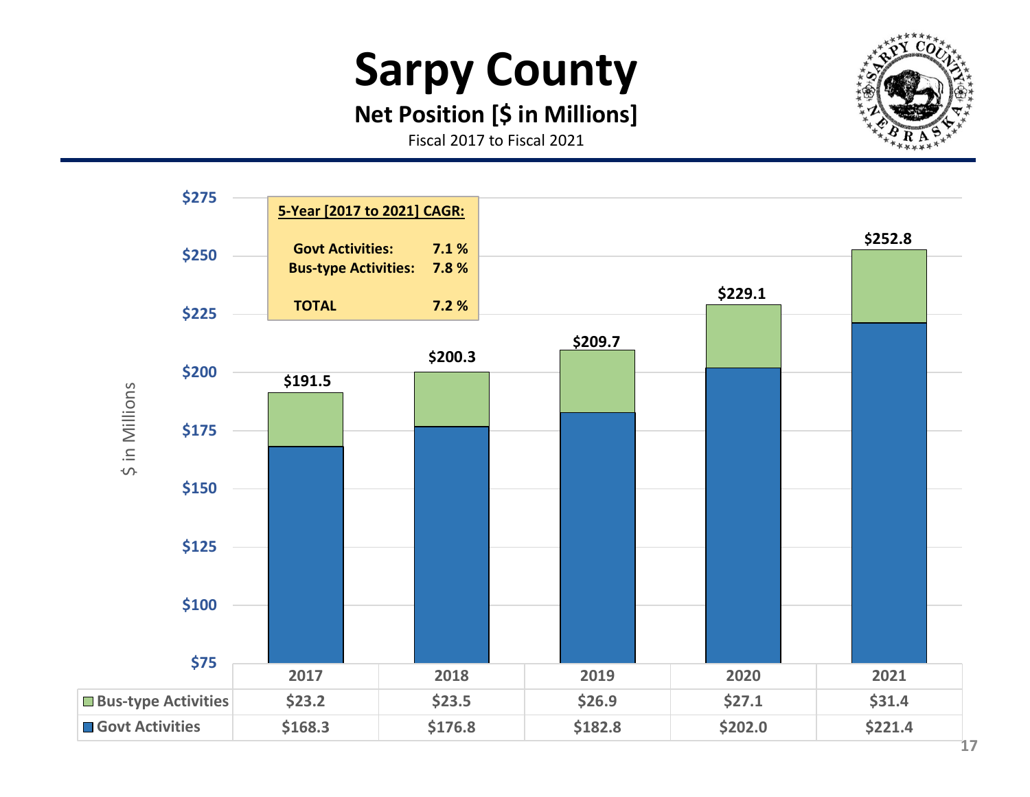# Sarpy County

## Net Position [$ in Millions]

Fiscal 2017 to Fiscal 2021

**5-Year [2017 to 2021] CAGR:**

| | |
|---|---|
| **Govt Activities:** | **7.1 %** |
| **Bus-type Activities:** | **7.8 %** |
| **TOTAL** | **7.2 %** |

| | 2017 | 2018 | 2019 | 2020 | 2021 |
|---|---|---|---|---|---|
| Bus-type Activities | $23.2 | $23.5 | $26.9 | $27.1 | $31.4 |
| Govt Activities | $168.3 | $176.8 | $182.8 | $202.0 | $221.4 |
| Total | $191.5 | $200.3 | $209.7 | $229.1 | $252.8 |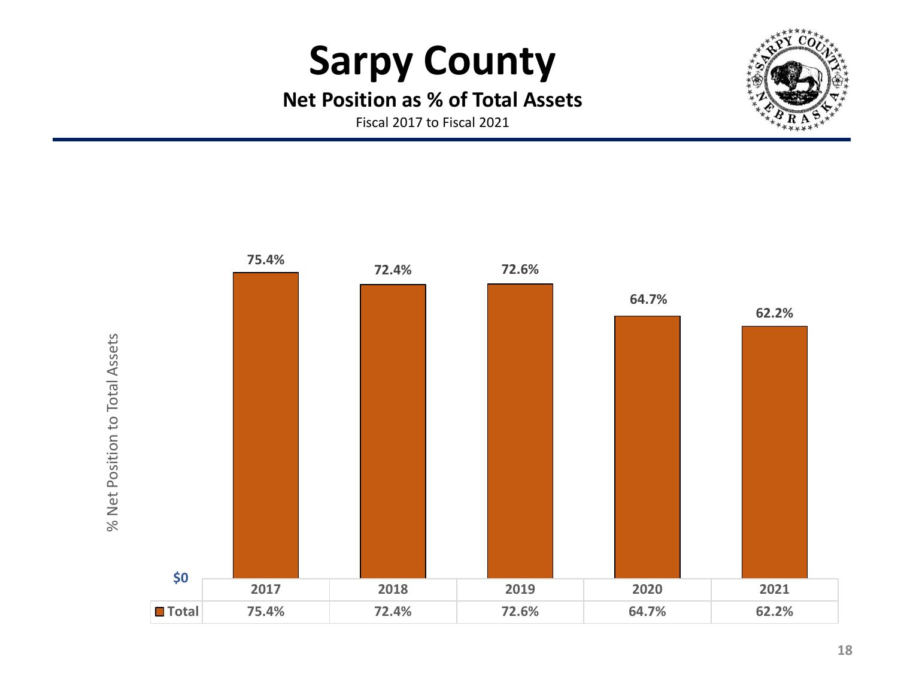# Sarpy County

## Net Position as % of Total Assets

Fiscal 2017 to Fiscal 2021

% Net Position to Total Assets

| | 2017 | 2018 | 2019 | 2020 | 2021 |
|---|---|---|---|---|---|
| Total | 75.4% | 72.4% | 72.6% | 64.7% | 62.2% |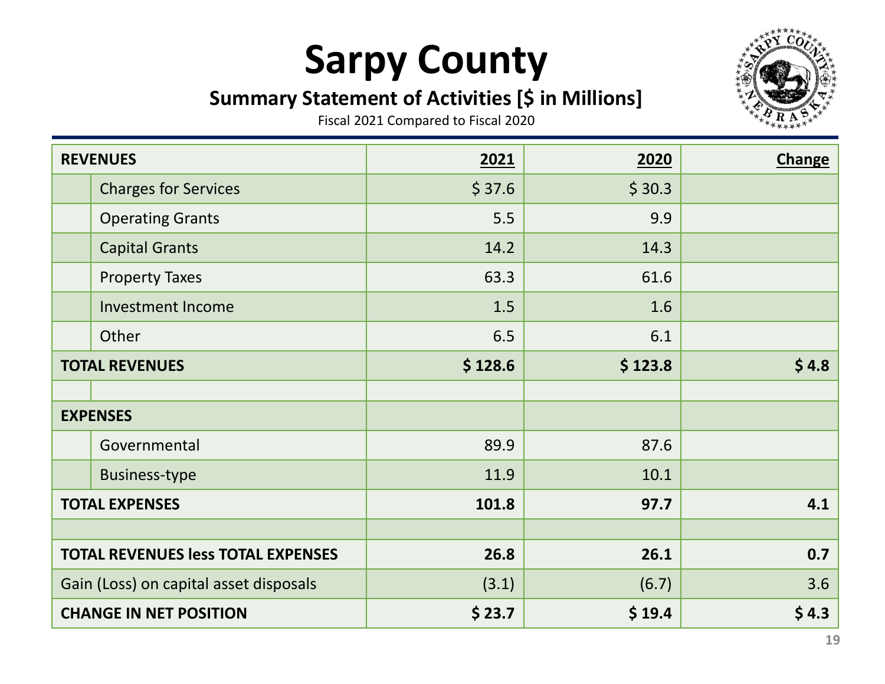# Sarpy County

## Summary Statement of Activities [$ in Millions]

Fiscal 2021 Compared to Fiscal 2020

| REVENUES | | 2021 | 2020 | Change |
|---|---|---|---|---|
| | Charges for Services | $ 37.6 | $ 30.3 | |
| | Operating Grants | 5.5 | 9.9 | |
| | Capital Grants | 14.2 | 14.3 | |
| | Property Taxes | 63.3 | 61.6 | |
| | Investment Income | 1.5 | 1.6 | |
| | Other | 6.5 | 6.1 | |
| **TOTAL REVENUES** | | **$ 128.6** | **$ 123.8** | **$ 4.8** |
| | | | | |
| **EXPENSES** | | | | |
| | Governmental | 89.9 | 87.6 | |
| | Business-type | 11.9 | 10.1 | |
| **TOTAL EXPENSES** | | **101.8** | **97.7** | **4.1** |
| | | | | |
| **TOTAL REVENUES less TOTAL EXPENSES** | | **26.8** | **26.1** | **0.7** |
| Gain (Loss) on capital asset disposals | | (3.1) | (6.7) | 3.6 |
| **CHANGE IN NET POSITION** | | **$ 23.7** | **$ 19.4** | **$ 4.3** |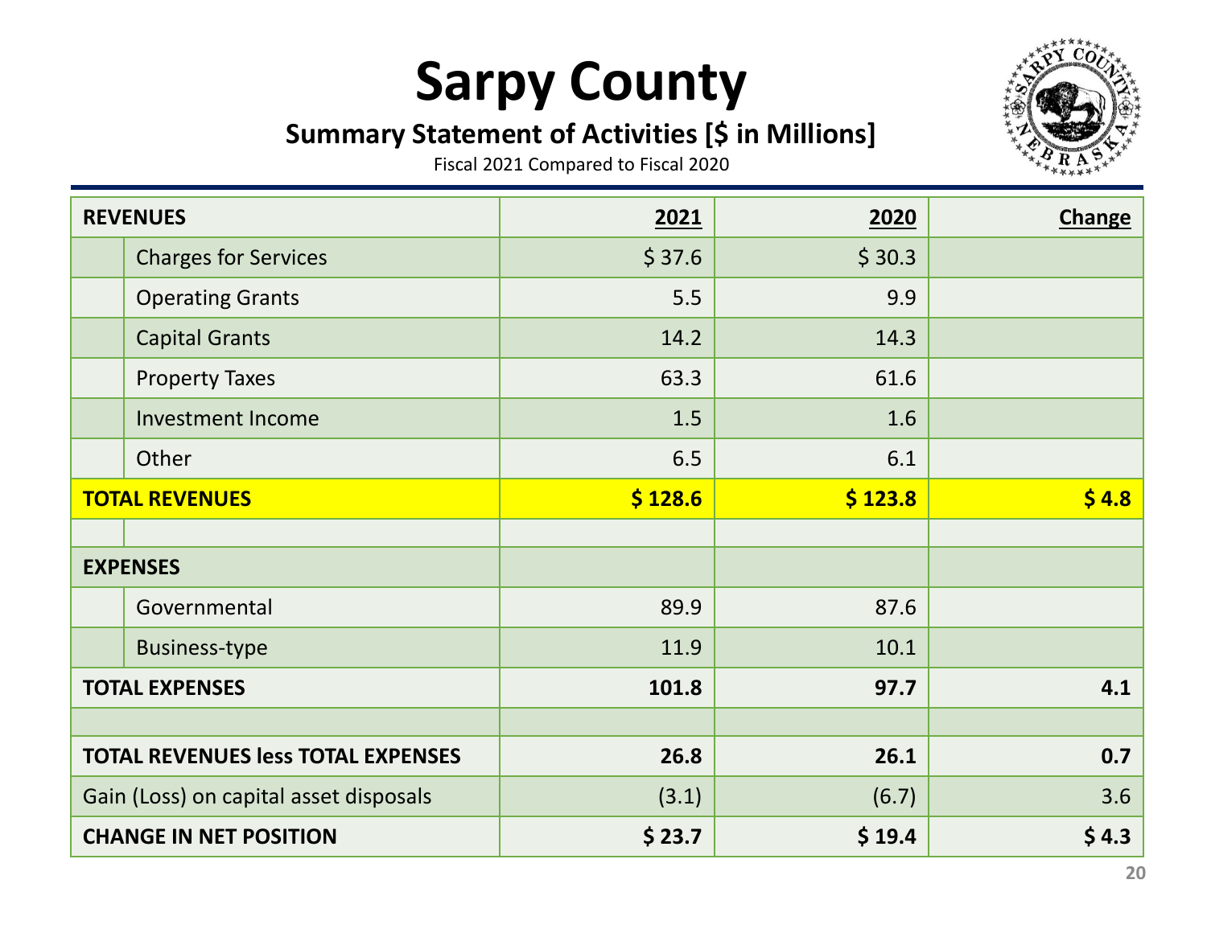# Sarpy County

## Summary Statement of Activities [$ in Millions]

Fiscal 2021 Compared to Fiscal 2020

| REVENUES | 2021 | 2020 | Change |
|---|---|---|---|
| Charges for Services | $ 37.6 | $ 30.3 | |
| Operating Grants | 5.5 | 9.9 | |
| Capital Grants | 14.2 | 14.3 | |
| Property Taxes | 63.3 | 61.6 | |
| Investment Income | 1.5 | 1.6 | |
| Other | 6.5 | 6.1 | |
| **TOTAL REVENUES** | **$ 128.6** | **$ 123.8** | **$ 4.8** |
| | | | |
| **EXPENSES** | | | |
| Governmental | 89.9 | 87.6 | |
| Business-type | 11.9 | 10.1 | |
| **TOTAL EXPENSES** | **101.8** | **97.7** | **4.1** |
| | | | |
| **TOTAL REVENUES less TOTAL EXPENSES** | **26.8** | **26.1** | **0.7** |
| Gain (Loss) on capital asset disposals | (3.1) | (6.7) | 3.6 |
| **CHANGE IN NET POSITION** | **$ 23.7** | **$ 19.4** | **$ 4.3** |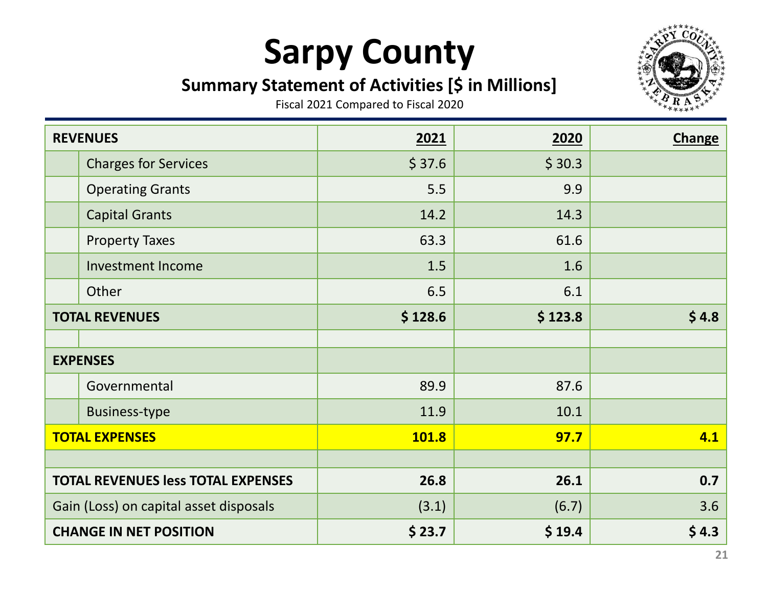# Sarpy County

## Summary Statement of Activities [$ in Millions]

Fiscal 2021 Compared to Fiscal 2020

| REVENUES | | 2021 | 2020 | Change |
|---|---|---|---|---|
| | Charges for Services | $ 37.6 | $ 30.3 | |
| | Operating Grants | 5.5 | 9.9 | |
| | Capital Grants | 14.2 | 14.3 | |
| | Property Taxes | 63.3 | 61.6 | |
| | Investment Income | 1.5 | 1.6 | |
| | Other | 6.5 | 6.1 | |
| **TOTAL REVENUES** | | **$ 128.6** | **$ 123.8** | **$ 4.8** |
| | | | | |
| **EXPENSES** | | | | |
| | Governmental | 89.9 | 87.6 | |
| | Business-type | 11.9 | 10.1 | |
| **TOTAL EXPENSES** | | **101.8** | **97.7** | **4.1** |
| | | | | |
| **TOTAL REVENUES less TOTAL EXPENSES** | | **26.8** | **26.1** | **0.7** |
| Gain (Loss) on capital asset disposals | | (3.1) | (6.7) | 3.6 |
| **CHANGE IN NET POSITION** | | **$ 23.7** | **$ 19.4** | **$ 4.3** |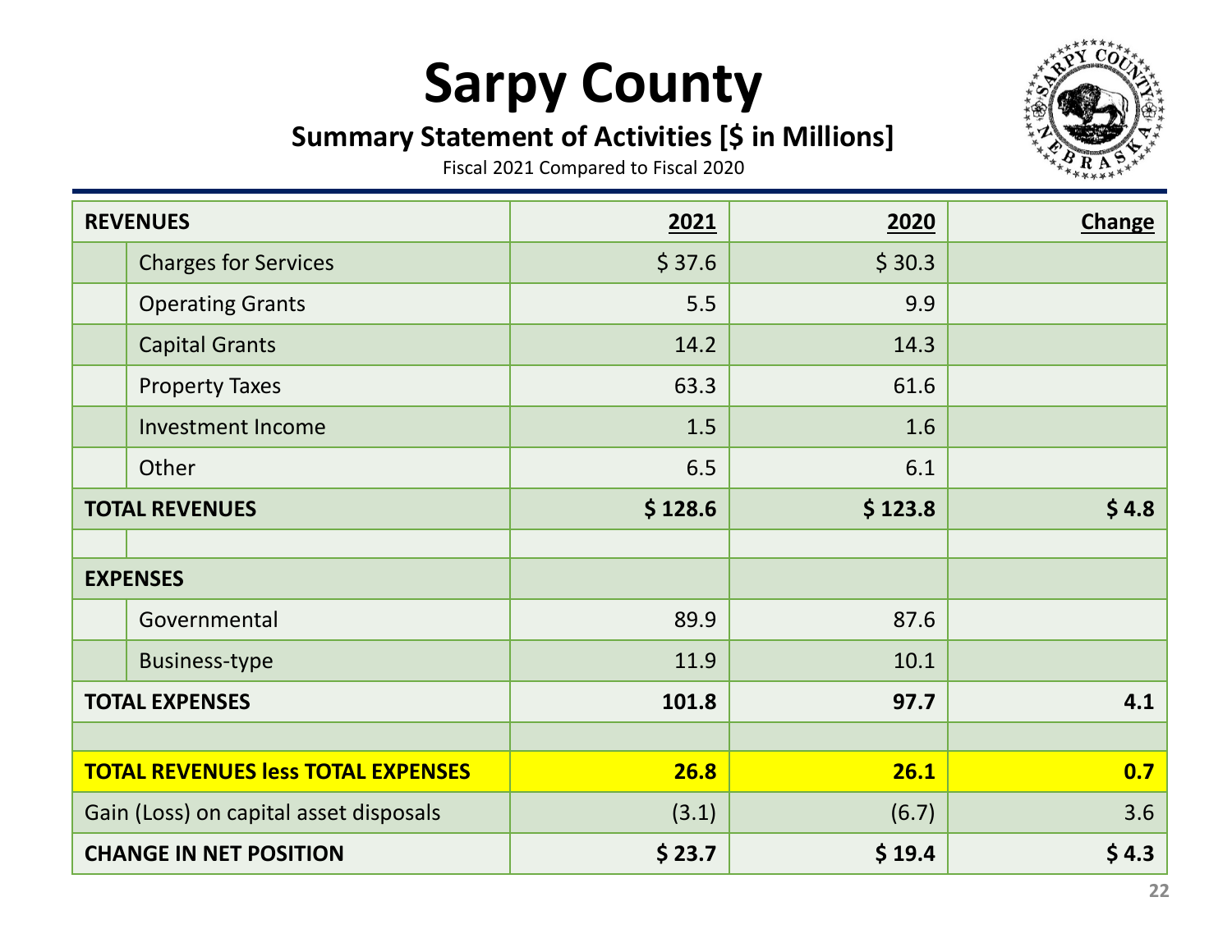# Sarpy County

## Summary Statement of Activities [$ in Millions]

Fiscal 2021 Compared to Fiscal 2020

| REVENUES | | 2021 | 2020 | Change |
|---|---|---|---|---|
| | Charges for Services | $ 37.6 | $ 30.3 | |
| | Operating Grants | 5.5 | 9.9 | |
| | Capital Grants | 14.2 | 14.3 | |
| | Property Taxes | 63.3 | 61.6 | |
| | Investment Income | 1.5 | 1.6 | |
| | Other | 6.5 | 6.1 | |
| **TOTAL REVENUES** | | **$ 128.6** | **$ 123.8** | **$ 4.8** |
| | | | | |
| **EXPENSES** | | | | |
| | Governmental | 89.9 | 87.6 | |
| | Business-type | 11.9 | 10.1 | |
| **TOTAL EXPENSES** | | **101.8** | **97.7** | **4.1** |
| | | | | |
| **TOTAL REVENUES less TOTAL EXPENSES** | | **26.8** | **26.1** | **0.7** |
| Gain (Loss) on capital asset disposals | | (3.1) | (6.7) | 3.6 |
| **CHANGE IN NET POSITION** | | **$ 23.7** | **$ 19.4** | **$ 4.3** |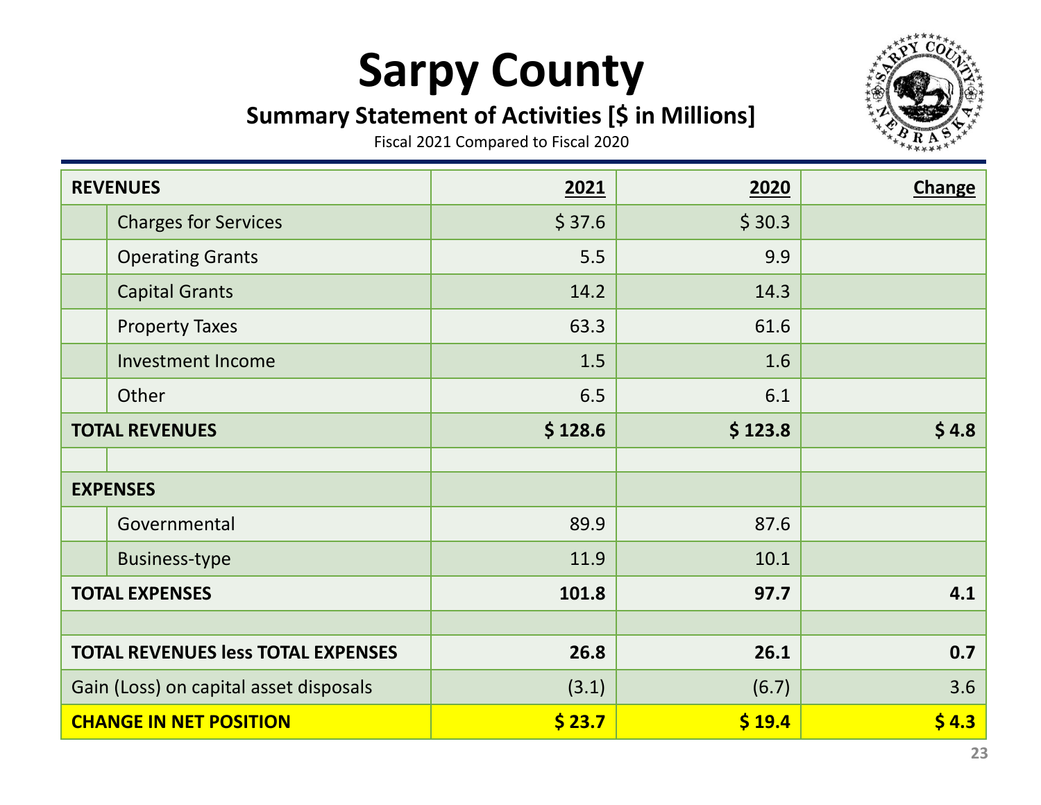# Sarpy County

## Summary Statement of Activities [$ in Millions]

Fiscal 2021 Compared to Fiscal 2020

| REVENUES | 2021 | 2020 | Change |
|---|---|---|---|
| Charges for Services | $ 37.6 | $ 30.3 | |
| Operating Grants | 5.5 | 9.9 | |
| Capital Grants | 14.2 | 14.3 | |
| Property Taxes | 63.3 | 61.6 | |
| Investment Income | 1.5 | 1.6 | |
| Other | 6.5 | 6.1 | |
| **TOTAL REVENUES** | **$ 128.6** | **$ 123.8** | **$ 4.8** |
| | | | |
| **EXPENSES** | | | |
| Governmental | 89.9 | 87.6 | |
| Business-type | 11.9 | 10.1 | |
| **TOTAL EXPENSES** | **101.8** | **97.7** | **4.1** |
| | | | |
| **TOTAL REVENUES less TOTAL EXPENSES** | **26.8** | **26.1** | **0.7** |
| Gain (Loss) on capital asset disposals | (3.1) | (6.7) | 3.6 |
| **CHANGE IN NET POSITION** | **$ 23.7** | **$ 19.4** | **$ 4.3** |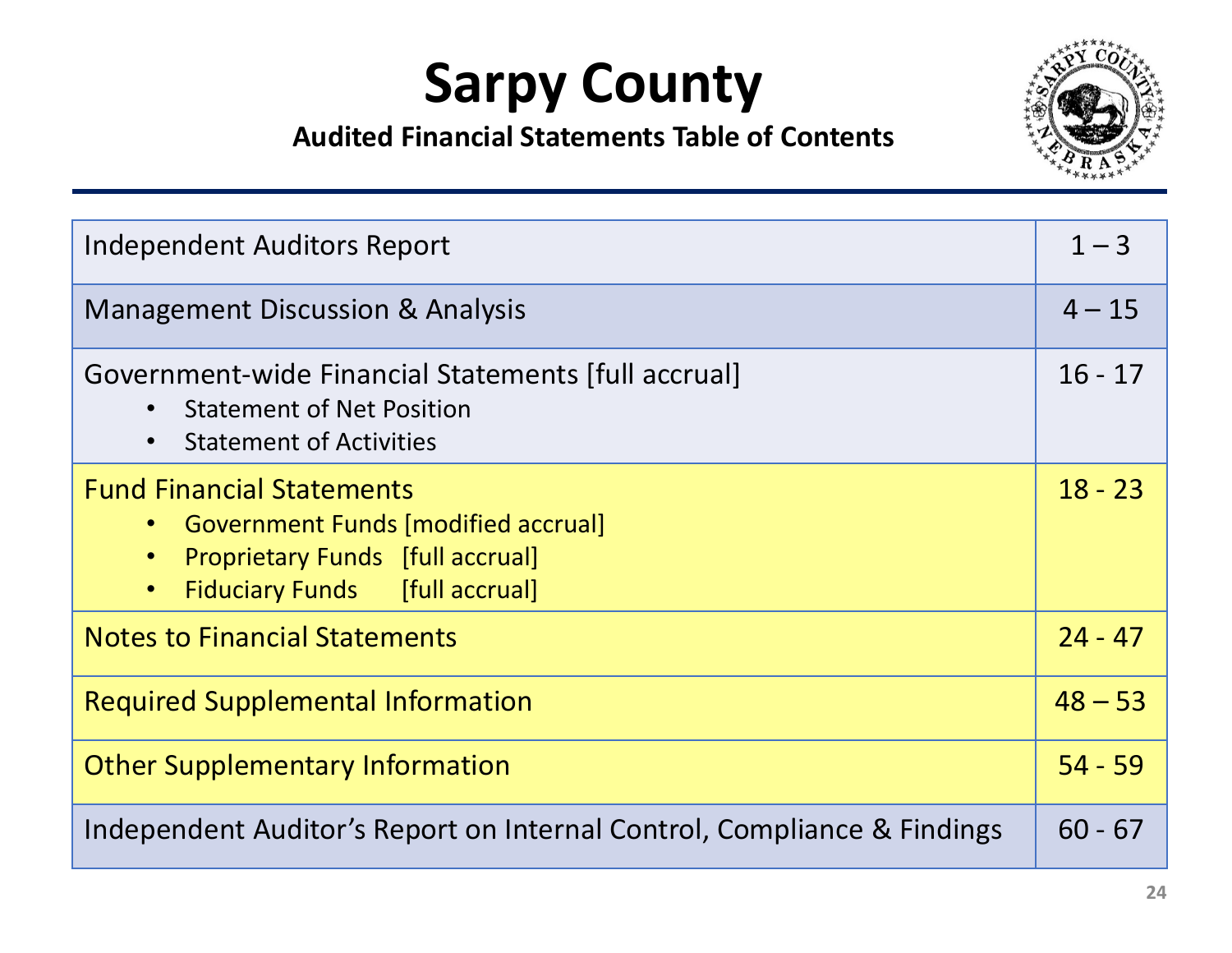# Sarpy County

**Audited Financial Statements Table of Contents**

| Section | Pages |
| --- | --- |
| Independent Auditors Report | 1 – 3 |
| Management Discussion & Analysis | 4 – 15 |
| Government-wide Financial Statements [full accrual]<br>• Statement of Net Position<br>• Statement of Activities | 16 - 17 |
| Fund Financial Statements<br>• Government Funds [modified accrual]<br>• Proprietary Funds [full accrual]<br>• Fiduciary Funds [full accrual] | 18 - 23 |
| Notes to Financial Statements | 24 - 47 |
| Required Supplemental Information | 48 – 53 |
| Other Supplementary Information | 54 - 59 |
| Independent Auditor's Report on Internal Control, Compliance & Findings | 60 - 67 |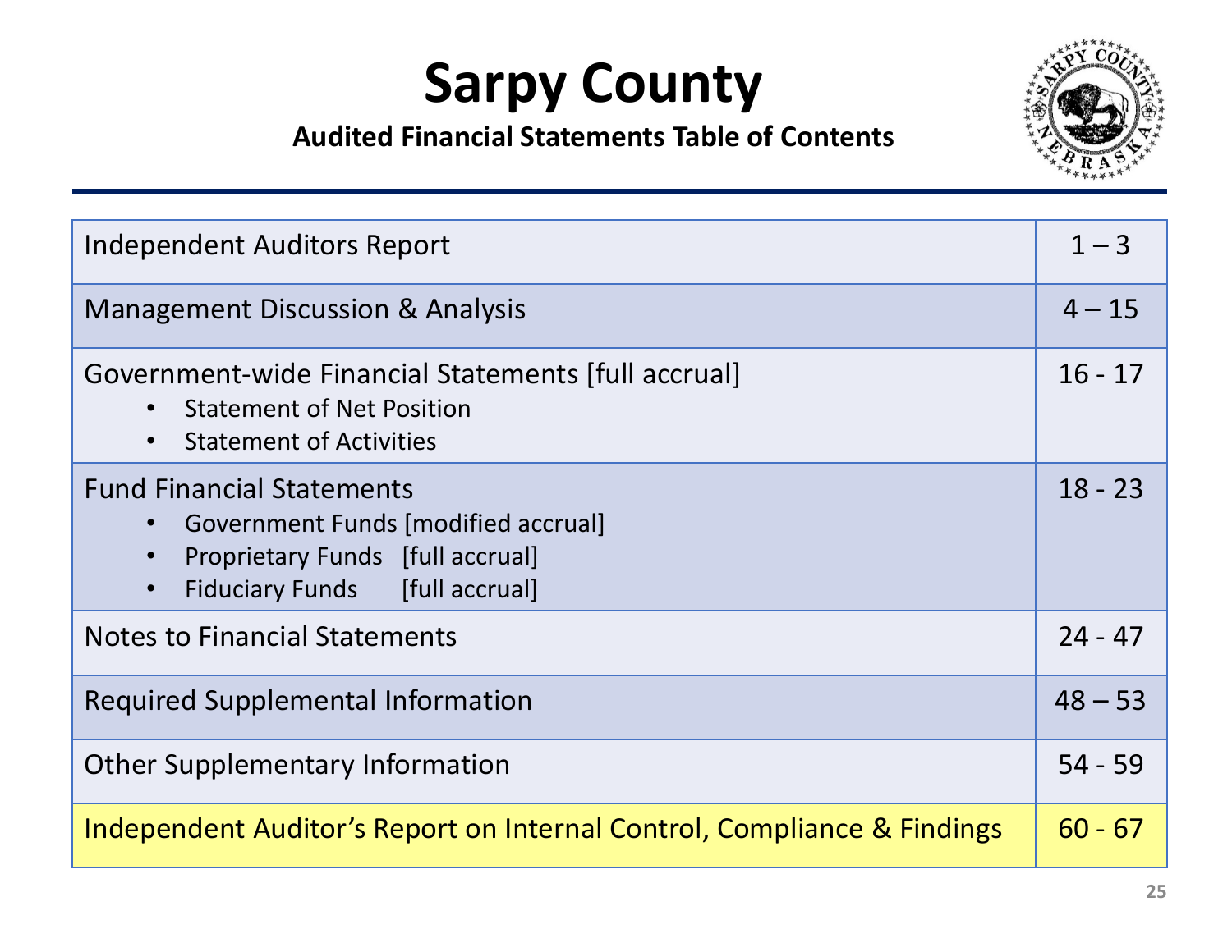# Sarpy County

### Audited Financial Statements Table of Contents

| Section | Pages |
| --- | --- |
| Independent Auditors Report | 1 – 3 |
| Management Discussion & Analysis | 4 – 15 |
| Government-wide Financial Statements [full accrual]<br>• Statement of Net Position<br>• Statement of Activities | 16 - 17 |
| Fund Financial Statements<br>• Government Funds [modified accrual]<br>• Proprietary Funds [full accrual]<br>• Fiduciary Funds [full accrual] | 18 - 23 |
| Notes to Financial Statements | 24 - 47 |
| Required Supplemental Information | 48 – 53 |
| Other Supplementary Information | 54 - 59 |
| Independent Auditor's Report on Internal Control, Compliance & Findings | 60 - 67 |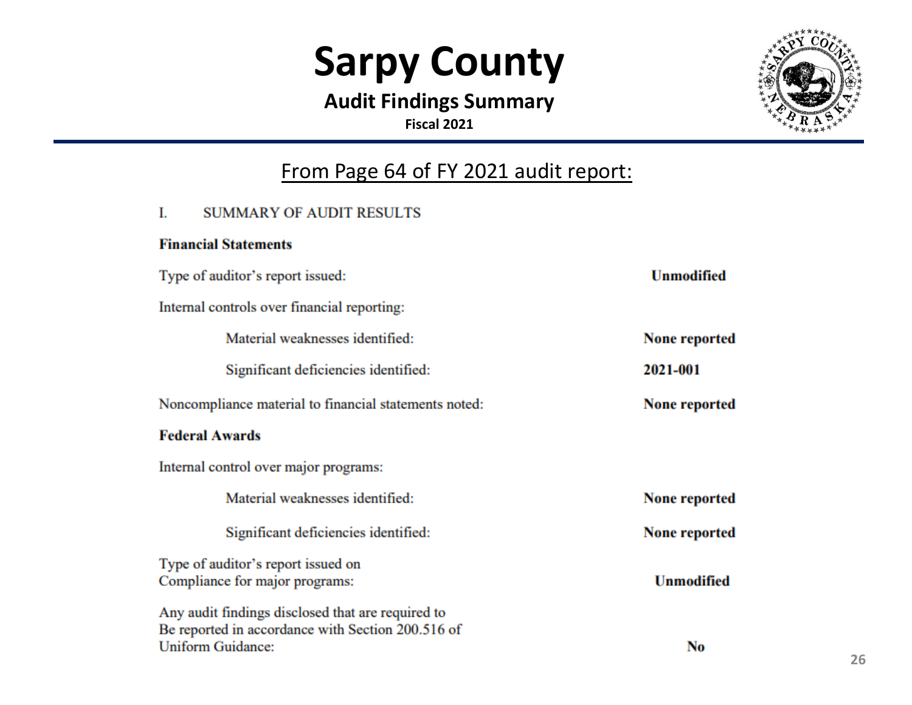# Sarpy County

## Audit Findings Summary

**Fiscal 2021**

From Page 64 of FY 2021 audit report:

I. SUMMARY OF AUDIT RESULTS

**Financial Statements**

| | |
|---|---|
| Type of auditor's report issued: | **Unmodified** |
| Internal controls over financial reporting: | |
| Material weaknesses identified: | **None reported** |
| Significant deficiencies identified: | **2021-001** |
| Noncompliance material to financial statements noted: | **None reported** |

**Federal Awards**

| | |
|---|---|
| Internal control over major programs: | |
| Material weaknesses identified: | **None reported** |
| Significant deficiencies identified: | **None reported** |
| Type of auditor's report issued on Compliance for major programs: | **Unmodified** |
| Any audit findings disclosed that are required to Be reported in accordance with Section 200.516 of Uniform Guidance: | **No** |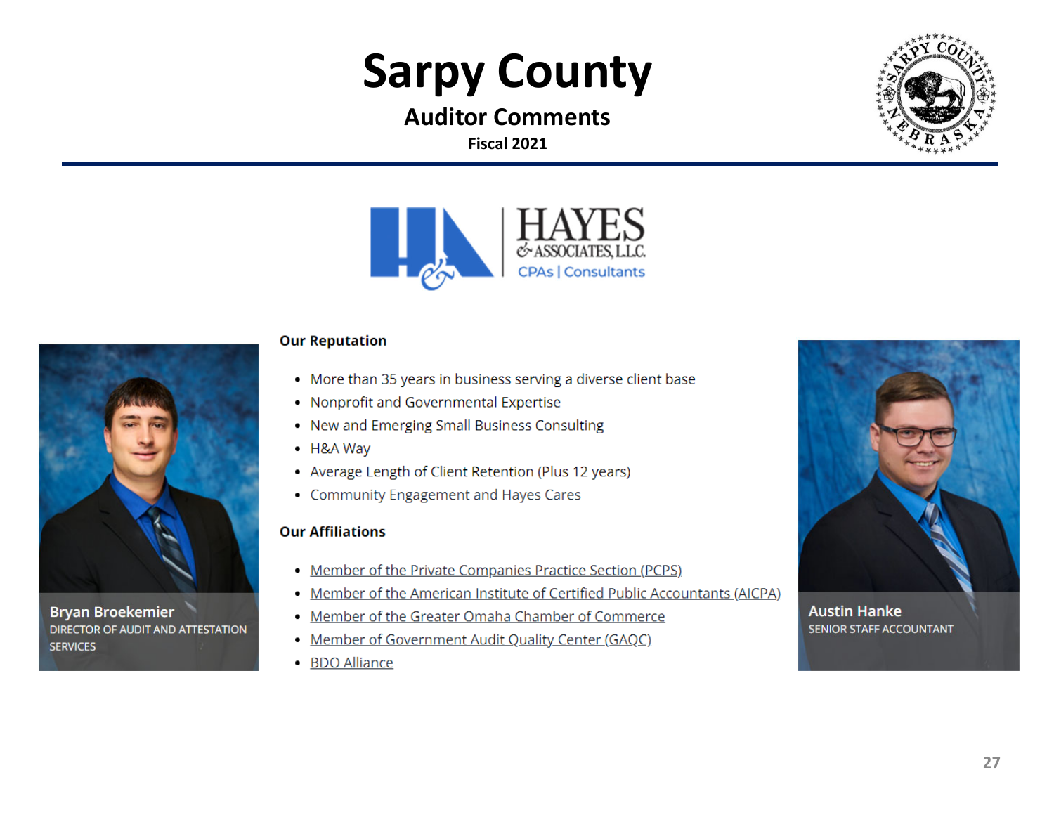# Sarpy County

## Auditor Comments

**Fiscal 2021**

HAYES & ASSOCIATES, L.L.C.
CPAs | Consultants

**Bryan Broekemier**
DIRECTOR OF AUDIT AND ATTESTATION SERVICES

### Our Reputation

- More than 35 years in business serving a diverse client base
- Nonprofit and Governmental Expertise
- New and Emerging Small Business Consulting
- H&A Way
- Average Length of Client Retention (Plus 12 years)
- Community Engagement and Hayes Cares

### Our Affiliations

- Member of the Private Companies Practice Section (PCPS)
- Member of the American Institute of Certified Public Accountants (AICPA)
- Member of the Greater Omaha Chamber of Commerce
- Member of Government Audit Quality Center (GAQC)
- BDO Alliance

**Austin Hanke**
SENIOR STAFF ACCOUNTANT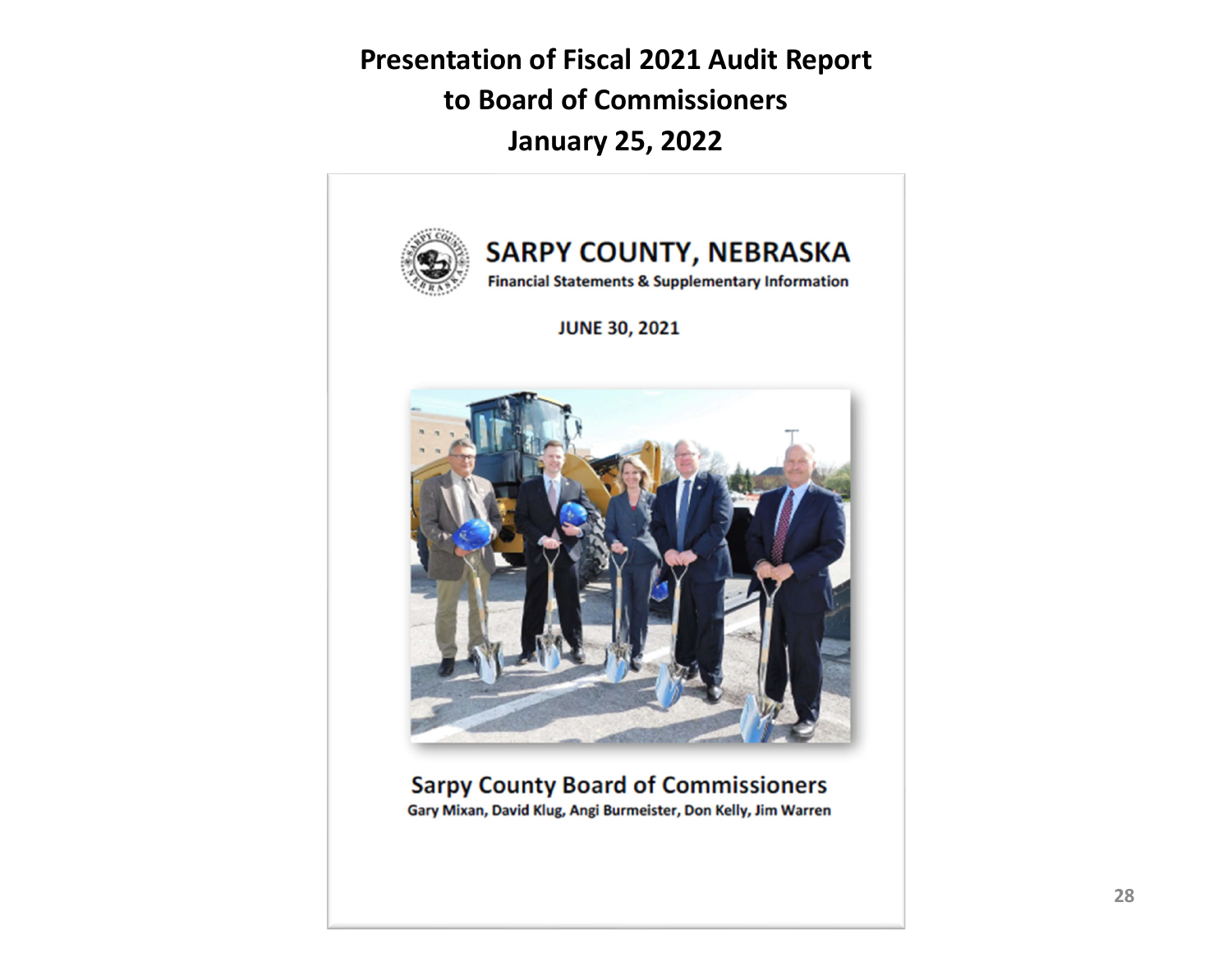# Presentation of Fiscal 2021 Audit Report to Board of Commissioners

## January 25, 2022

## SARPY COUNTY, NEBRASKA

**Financial Statements & Supplementary Information**

**JUNE 30, 2021**

## Sarpy County Board of Commissioners

**Gary Mixan, David Klug, Angi Burmeister, Don Kelly, Jim Warren**